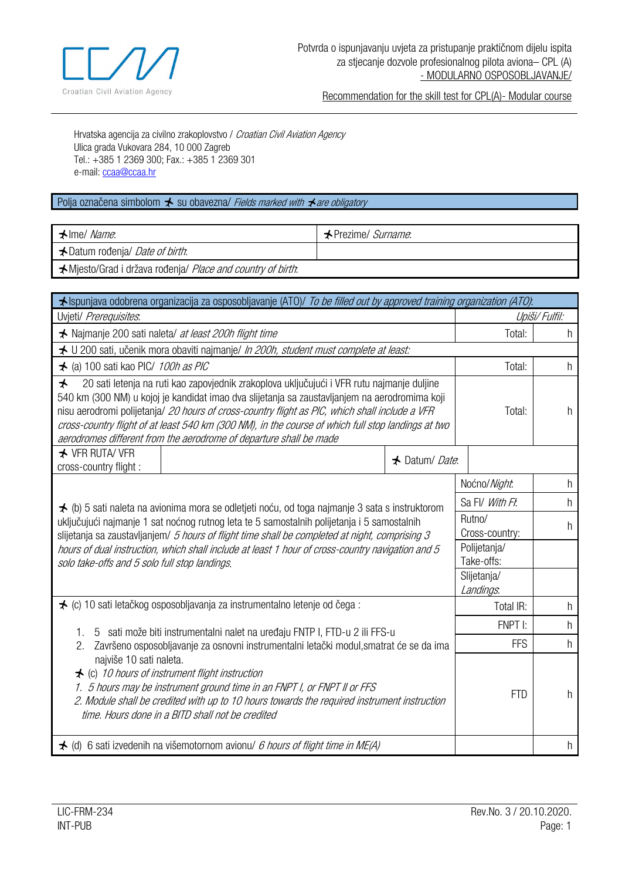Potvrda o ispunjavanju uvjeta za pristupanje praktičnom dijelu ispita za stjecanje dozvole profesionalnog pilota aviona– CPL (A) - MODULARNO OSPOSOBLJAVANJE/

Recommendation for the skill test for CPL(A)- Modular course

Hrvatska agencija za civilno zrakoplovstvo / *Croatian Civil Aviation Agency*
Ulica grada Vukovara 284, 10 000 Zagreb
Tel.: +385 1 2369 300; Fax.: +385 1 2369 301
e-mail: ccaa@ccaa.hr

Polja označena simbolom ✈ su obavezna/ *Fields marked with ✈ are obligatory*

| ✈Ime/ *Name*: | ✈Prezime/ *Surname*: |
|---|---|
| ✈Datum rođenja/ *Date of birth*: | |
| ✈Mjesto/Grad i država rođenja/ *Place and country of birth*: | |

| ✈Ispunjava odobrena organizacija za osposobljavanje (ATO)/ *To be filled out by approved training organization (ATO)*: | | | | |
|---|---|---|---|---|
| Uvjeti/ *Prerequisites*: | | | *Upiši/ Fulfil:* | |
| ✈ Najmanje 200 sati naleta/ *at least 200h flight time* | | | Total: | h |
| ✈ U 200 sati, učenik mora obaviti najmanje/ *In 200h, student must complete at least:* | | | | |
| ✈ (a) 100 sati kao PIC/ *100h as PIC* | | | Total: | h |
| ✈ 20 sati letenja na ruti kao zapovjednik zrakoplova uključujući i VFR rutu najmanje duljine 540 km (300 NM) u kojoj je kandidat imao dva slijetanja sa zaustavljanjem na aerodromima koji nisu aerodromi polijetanja/ *20 hours of cross-country flight as PIC, which shall include a VFR cross-country flight of at least 540 km (300 NM), in the course of which full stop landings at two aerodromes different from the aerodrome of departure shall be made* | | | Total: | h |
| ✈ VFR RUTA/ VFR cross-country flight : | | ✈ Datum/ *Date*: | | |
| ✈ (b) 5 sati naleta na avionima mora se odletjeti noću, od toga najmanje 3 sata s instruktorom uključujući najmanje 1 sat noćnog rutnog leta te 5 samostalnih polijetanja i 5 samostalnih slijetanja sa zaustavljanjem/ *5 hours of flight time shall be completed at night, comprising 3 hours of dual instruction, which shall include at least 1 hour of cross-country navigation and 5 solo take-offs and 5 solo full stop landings.* | | | Noćno/ *Night*: | h |
| | | | Sa FI/ *With FI*: | h |
| | | | Rutno/ Cross-country: | h |
| | | | Polijetanja/ Take-offs: | |
| | | | Slijetanja/ *Landings*: | |
| ✈ (c) 10 sati letačkog osposobljavanja za instrumentalno letenje od čega : | | | Total IR: | h |
| 1. 5 sati može biti instrumentalni nalet na uređaju FNTP I, FTD-u 2 ili FFS-u | | | FNPT I: | h |
| 2. Završeno osposobljavanje za osnovni instrumentalni letački modul,smatrat će se da ima najviše 10 sati naleta. | | | FFS | h |
| ✈ (c) *10 hours of instrument flight instruction* 1. *5 hours may be instrument ground time in an FNPT I, or FNPT II or FFS* 2. *Module shall be credited with up to 10 hours towards the required instrument instruction time. Hours done in a BITD shall not be credited* | | | FTD | h |
| ✈ (d) 6 sati izvedenih na višemotornom avionu/ *6 hours of flight time in ME(A)* | | | | h |

LIC-FRM-234
INT-PUB

Rev.No. 3 / 20.10.2020.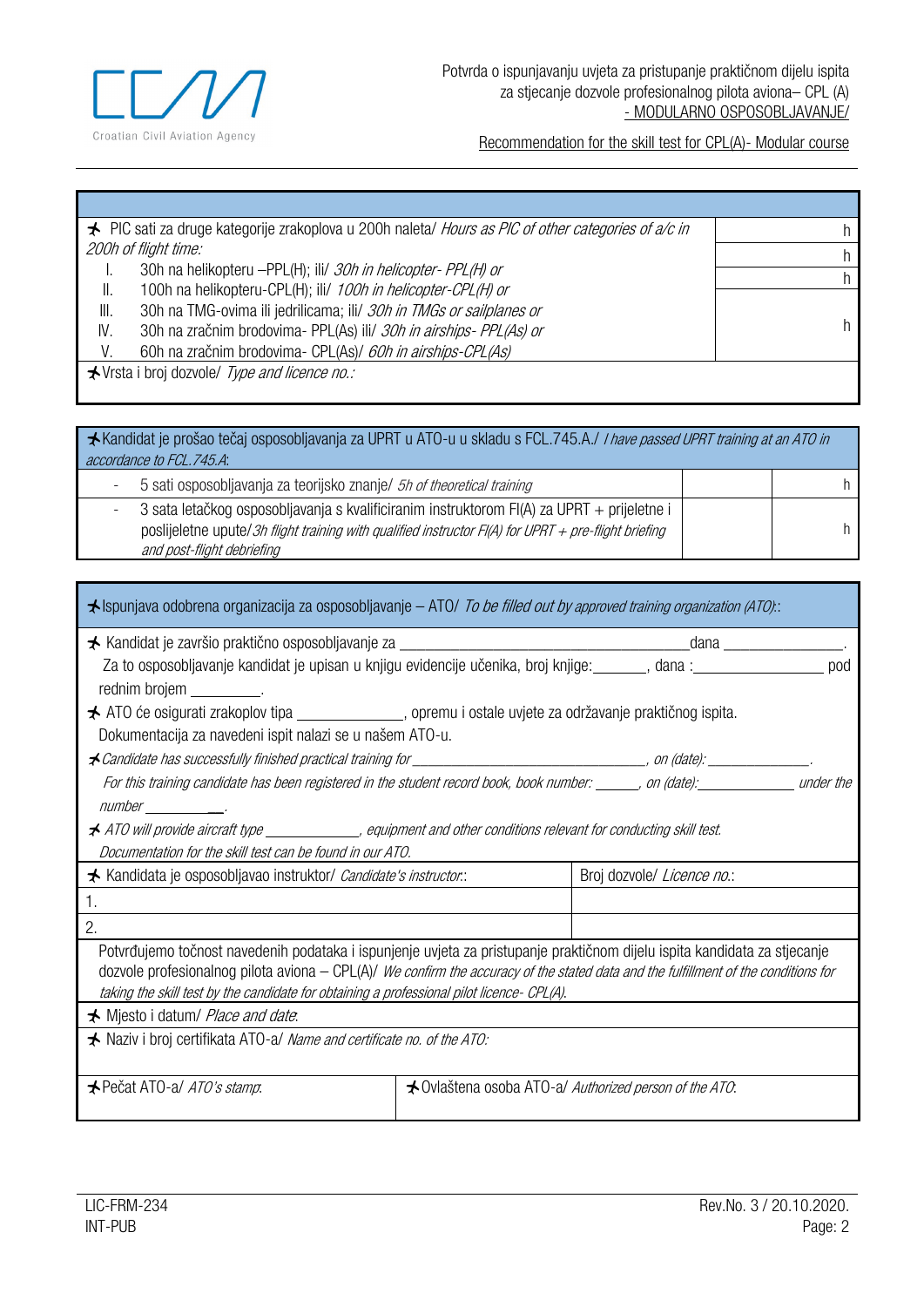Potvrda o ispunjavanju uvjeta za pristupanje praktičnom dijelu ispita za stjecanje dozvole profesionalnog pilota aviona– CPL (A) - MODULARNO OSPOSOBLJAVANJE/

Recommendation for the skill test for CPL(A)- Modular course

| | |
|---|---|
| ✈ PIC sati za druge kategorije zrakoplova u 200h naleta/ *Hours as PIC of other categories of a/c in 200h of flight time:* | h |
| I. 30h na helikopteru –PPL(H); ili/ *30h in helicopter- PPL(H) or* | h |
| II. 100h na helikopteru-CPL(H); ili/ *100h in helicopter-CPL(H) or* | h |
| III. 30h na TMG-ovima ili jedrilicama; ili/ *30h in TMGs or sailplanes or*<br>IV. 30h na zračnim brodovima- PPL(As) ili/ *30h in airships- PPL(As) or*<br>V. 60h na zračnim brodovima- CPL(As)/ *60h in airships-CPL(As)* | h |
| ✈Vrsta i broj dozvole/ *Type and licence no.:* | |

| | | |
|---|---|---|
| ✈Kandidat je prošao tečaj osposobljavanja za UPRT u ATO-u u skladu s FCL.745.A./ *I have passed UPRT training at an ATO in accordance to FCL.745.A*: | | |
| - 5 sati osposobljavanja za teorijsko znanje/ *5h of theoretical training* | | h |
| - 3 sata letačkog osposobljavanja s kvalificiranim instruktorom FI(A) za UPRT + prijeletne i poslijeletne upute/ *3h flight training with qualified instructor FI(A) for UPRT + pre-flight briefing and post-flight debriefing* | | h |

| | |
|---|---|
| ✈Ispunjava odobrena organizacija za osposobljavanje – ATO/ *To be filled out by approved training organization (ATO):*: | |
| ✈ Kandidat je završio praktično osposobljavanje za ____________________ dana ____________.<br>Za to osposobljavanje kandidat je upisan u knjigu evidencije učenika, broj knjige:______, dana :____________ pod rednim brojem ________.<br>✈ ATO će osigurati zrakoplov tipa ____________, opremu i ostale uvjete za održavanje praktičnog ispita.<br>Dokumentacija za navedeni ispit nalazi se u našem ATO-u.<br>✈ *Candidate has successfully finished practical training for ____________________, on (date): ____________.*<br>*For this training candidate has been registered in the student record book, book number: _____, on (date):__________ under the number __________.*<br>✈ *ATO will provide aircraft type ___________, equipment and other conditions relevant for conducting skill test.*<br>*Documentation for the skill test can be found in our ATO.* | |
| ✈ Kandidata je osposobljavao instruktor/ *Candidate's instructor*: | Broj dozvole/ *Licence no.*: |
| 1. | |
| 2. | |
| Potvrđujemo točnost navedenih podataka i ispunjenje uvjeta za pristupanje praktičnom dijelu ispita kandidata za stjecanje dozvole profesionalnog pilota aviona – CPL(A)/ *We confirm the accuracy of the stated data and the fulfillment of the conditions for taking the skill test by the candidate for obtaining a professional pilot licence- CPL(A).* | |
| ✈ Mjesto i datum/ *Place and date*: | |
| ✈ Naziv i broj certifikata ATO-a/ *Name and certificate no. of the ATO:* | |
| ✈Pečat ATO-a/ *ATO's stamp*: | ✈Ovlaštena osoba ATO-a/ *Authorized person of the ATO*: |

LIC-FRM-234
INT-PUB

Rev.No. 3 / 20.10.2020.